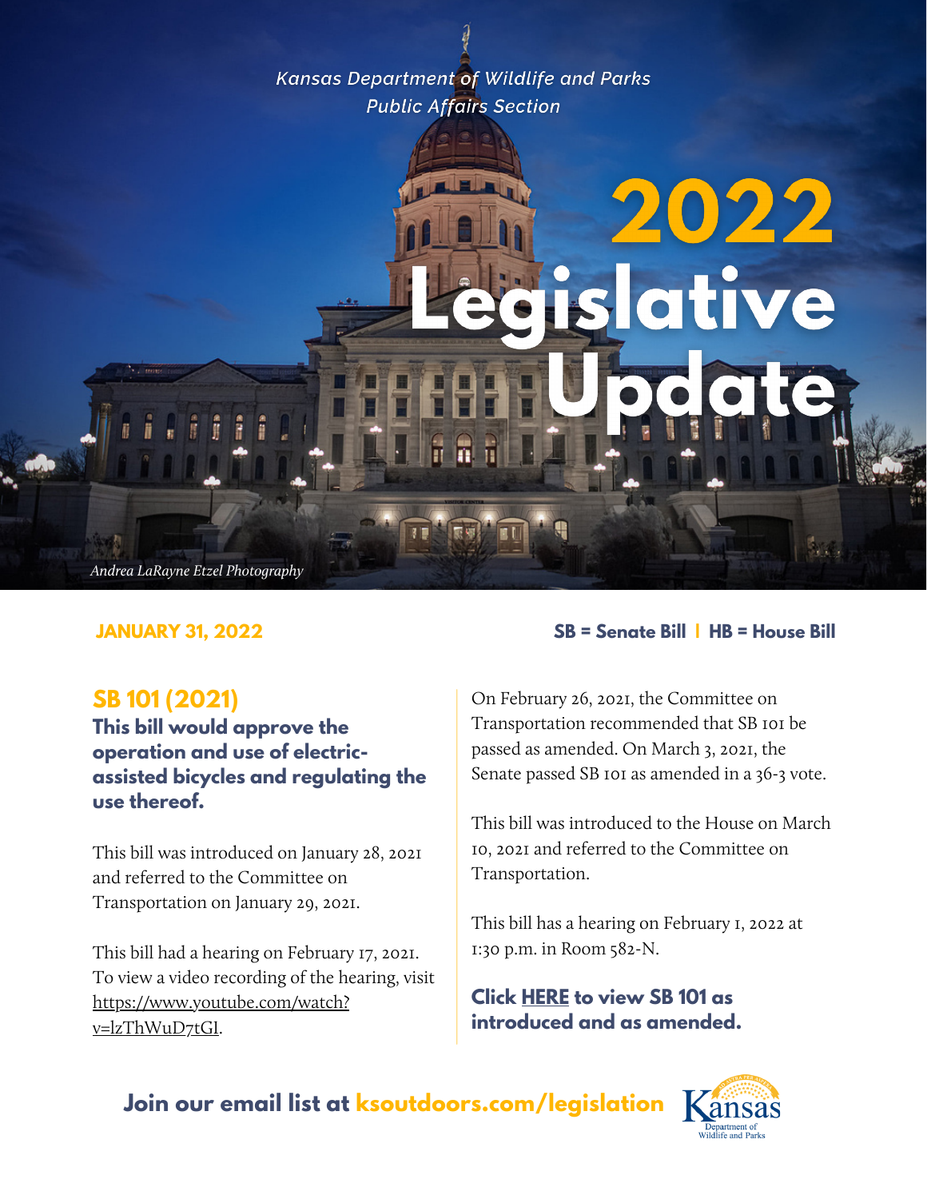*Kansas Department of Wildlife and Parks*
*Public Affairs Section*

# 2022 Legislative Update

*Andrea LaRayne Etzel Photography*

**JANUARY 31, 2022**

**SB = Senate Bill | HB = House Bill**

## SB 101 (2021)

### This bill would approve the operation and use of electric-assisted bicycles and regulating the use thereof.

This bill was introduced on January 28, 2021 and referred to the Committee on Transportation on January 29, 2021.

This bill had a hearing on February 17, 2021. To view a video recording of the hearing, visit https://www.youtube.com/watch?v=lzThWuD7tGI.

On February 26, 2021, the Committee on Transportation recommended that SB 101 be passed as amended. On March 3, 2021, the Senate passed SB 101 as amended in a 36-3 vote.

This bill was introduced to the House on March 10, 2021 and referred to the Committee on Transportation.

This bill has a hearing on February 1, 2022 at 1:30 p.m. in Room 582-N.

**Click HERE to view SB 101 as introduced and as amended.**

**Join our email list at ksoutdoors.com/legislation**

Kansas Department of Wildlife and Parks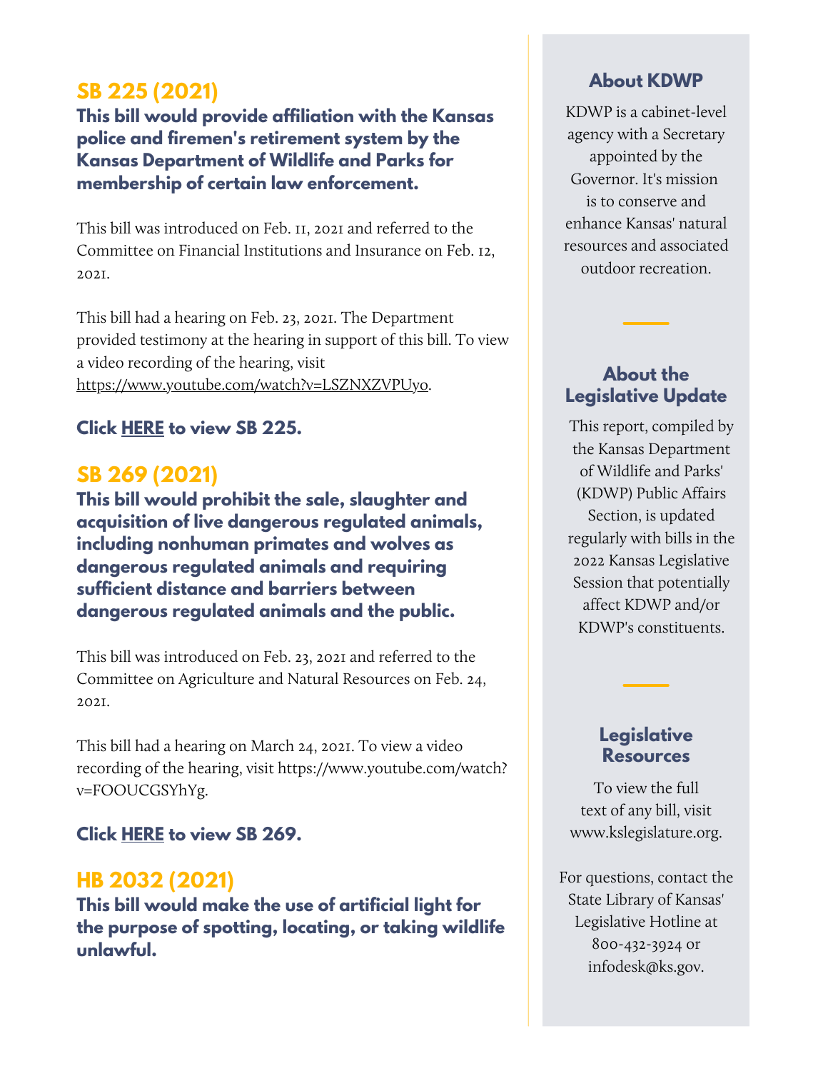## SB 225 (2021)

**This bill would provide affiliation with the Kansas police and firemen's retirement system by the Kansas Department of Wildlife and Parks for membership of certain law enforcement.**

This bill was introduced on Feb. 11, 2021 and referred to the Committee on Financial Institutions and Insurance on Feb. 12, 2021.

This bill had a hearing on Feb. 23, 2021. The Department provided testimony at the hearing in support of this bill. To view a video recording of the hearing, visit https://www.youtube.com/watch?v=LSZNXZVPUyo.

**Click HERE to view SB 225.**

## SB 269 (2021)

**This bill would prohibit the sale, slaughter and acquisition of live dangerous regulated animals, including nonhuman primates and wolves as dangerous regulated animals and requiring sufficient distance and barriers between dangerous regulated animals and the public.**

This bill was introduced on Feb. 23, 2021 and referred to the Committee on Agriculture and Natural Resources on Feb. 24, 2021.

This bill had a hearing on March 24, 2021. To view a video recording of the hearing, visit https://www.youtube.com/watch?v=FOOUCGSYhYg.

**Click HERE to view SB 269.**

## HB 2032 (2021)

**This bill would make the use of artificial light for the purpose of spotting, locating, or taking wildlife unlawful.**

### About KDWP

KDWP is a cabinet-level agency with a Secretary appointed by the Governor. It's mission is to conserve and enhance Kansas' natural resources and associated outdoor recreation.

### About the Legislative Update

This report, compiled by the Kansas Department of Wildlife and Parks' (KDWP) Public Affairs Section, is updated regularly with bills in the 2022 Kansas Legislative Session that potentially affect KDWP and/or KDWP's constituents.

### Legislative Resources

To view the full text of any bill, visit www.kslegislature.org.

For questions, contact the State Library of Kansas' Legislative Hotline at 800-432-3924 or infodesk@ks.gov.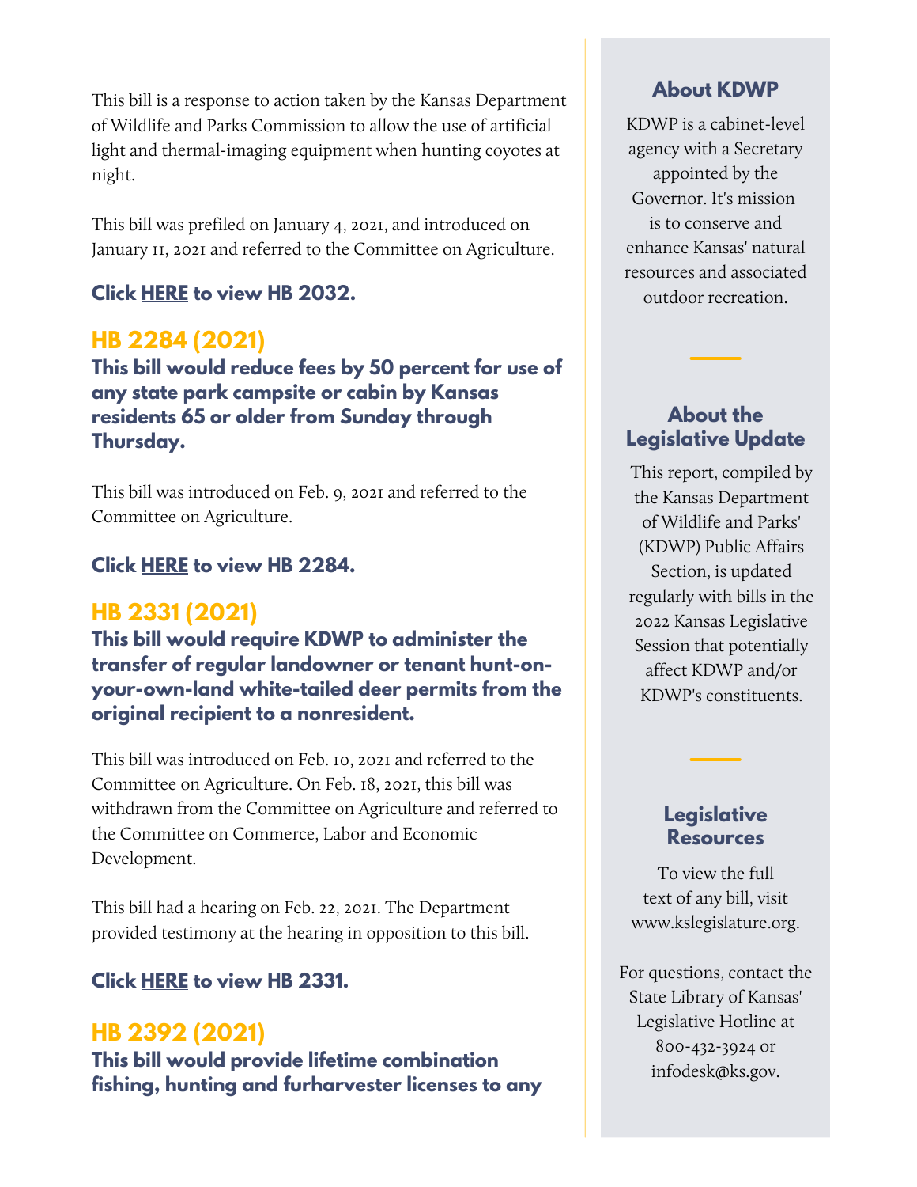This bill is a response to action taken by the Kansas Department of Wildlife and Parks Commission to allow the use of artificial light and thermal-imaging equipment when hunting coyotes at night.

This bill was prefiled on January 4, 2021, and introduced on January 11, 2021 and referred to the Committee on Agriculture.

**Click HERE to view HB 2032.**

## HB 2284 (2021)

**This bill would reduce fees by 50 percent for use of any state park campsite or cabin by Kansas residents 65 or older from Sunday through Thursday.**

This bill was introduced on Feb. 9, 2021 and referred to the Committee on Agriculture.

**Click HERE to view HB 2284.**

## HB 2331 (2021)

**This bill would require KDWP to administer the transfer of regular landowner or tenant hunt-on-your-own-land white-tailed deer permits from the original recipient to a nonresident.**

This bill was introduced on Feb. 10, 2021 and referred to the Committee on Agriculture. On Feb. 18, 2021, this bill was withdrawn from the Committee on Agriculture and referred to the Committee on Commerce, Labor and Economic Development.

This bill had a hearing on Feb. 22, 2021. The Department provided testimony at the hearing in opposition to this bill.

**Click HERE to view HB 2331.**

## HB 2392 (2021)

**This bill would provide lifetime combination fishing, hunting and furharvester licenses to any**

### About KDWP

KDWP is a cabinet-level agency with a Secretary appointed by the Governor. It's mission is to conserve and enhance Kansas' natural resources and associated outdoor recreation.

### About the Legislative Update

This report, compiled by the Kansas Department of Wildlife and Parks' (KDWP) Public Affairs Section, is updated regularly with bills in the 2022 Kansas Legislative Session that potentially affect KDWP and/or KDWP's constituents.

### Legislative Resources

To view the full text of any bill, visit www.kslegislature.org.

For questions, contact the State Library of Kansas' Legislative Hotline at 800-432-3924 or infodesk@ks.gov.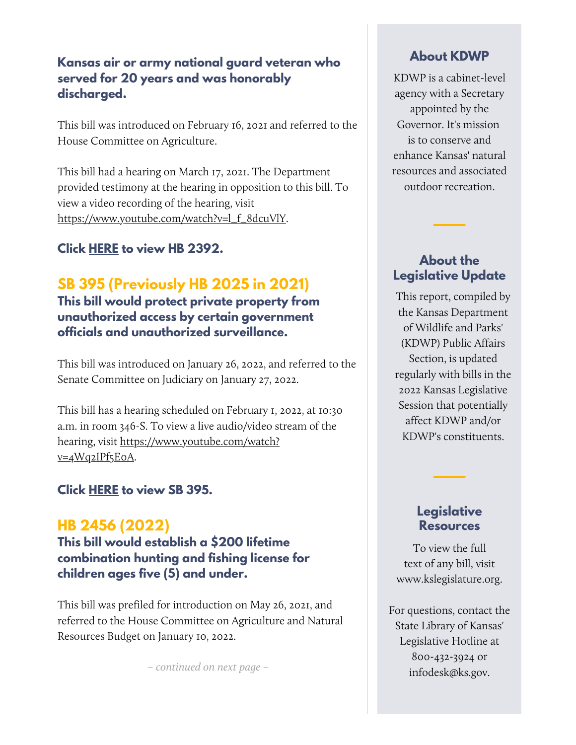**Kansas air or army national guard veteran who served for 20 years and was honorably discharged.**

This bill was introduced on February 16, 2021 and referred to the House Committee on Agriculture.

This bill had a hearing on March 17, 2021. The Department provided testimony at the hearing in opposition to this bill. To view a video recording of the hearing, visit https://www.youtube.com/watch?v=l_f_8dcuVlY.

**Click HERE to view HB 2392.**

## SB 395 (Previously HB 2025 in 2021)

**This bill would protect private property from unauthorized access by certain government officials and unauthorized surveillance.**

This bill was introduced on January 26, 2022, and referred to the Senate Committee on Judiciary on January 27, 2022.

This bill has a hearing scheduled on February 1, 2022, at 10:30 a.m. in room 346-S. To view a live audio/video stream of the hearing, visit https://www.youtube.com/watch?v=4Wq2lPf5E0A.

**Click HERE to view SB 395.**

## HB 2456 (2022)

**This bill would establish a $200 lifetime combination hunting and fishing license for children ages five (5) and under.**

This bill was prefiled for introduction on May 26, 2021, and referred to the House Committee on Agriculture and Natural Resources Budget on January 10, 2022.

*– continued on next page –*

### About KDWP

KDWP is a cabinet-level agency with a Secretary appointed by the Governor. It's mission is to conserve and enhance Kansas' natural resources and associated outdoor recreation.

### About the Legislative Update

This report, compiled by the Kansas Department of Wildlife and Parks' (KDWP) Public Affairs Section, is updated regularly with bills in the 2022 Kansas Legislative Session that potentially affect KDWP and/or KDWP's constituents.

### Legislative Resources

To view the full text of any bill, visit www.kslegislature.org.

For questions, contact the State Library of Kansas' Legislative Hotline at 800-432-3924 or infodesk@ks.gov.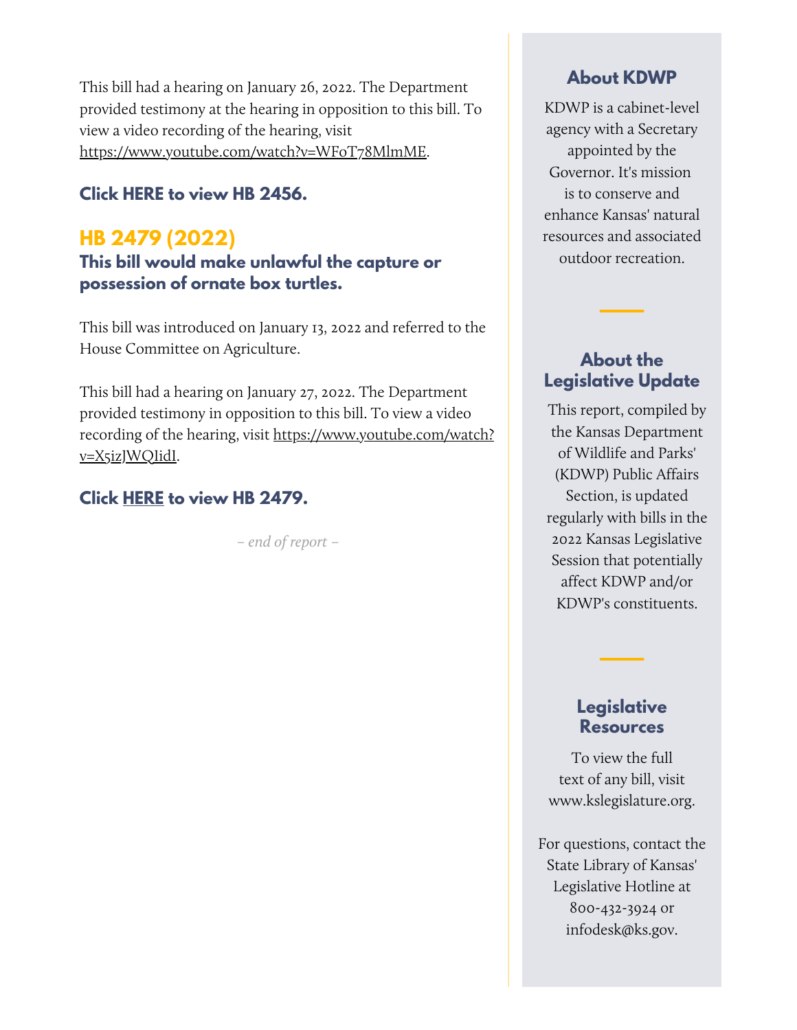This bill had a hearing on January 26, 2022. The Department provided testimony at the hearing in opposition to this bill. To view a video recording of the hearing, visit https://www.youtube.com/watch?v=WFoT78MlmME.

**Click HERE to view HB 2456.**

## HB 2479 (2022)

### This bill would make unlawful the capture or possession of ornate box turtles.

This bill was introduced on January 13, 2022 and referred to the House Committee on Agriculture.

This bill had a hearing on January 27, 2022. The Department provided testimony in opposition to this bill. To view a video recording of the hearing, visit https://www.youtube.com/watch?v=X5izJWQIidI.

**Click HERE to view HB 2479.**

*– end of report –*

### About KDWP

KDWP is a cabinet-level agency with a Secretary appointed by the Governor. It's mission is to conserve and enhance Kansas' natural resources and associated outdoor recreation.

### About the Legislative Update

This report, compiled by the Kansas Department of Wildlife and Parks' (KDWP) Public Affairs Section, is updated regularly with bills in the 2022 Kansas Legislative Session that potentially affect KDWP and/or KDWP's constituents.

### Legislative Resources

To view the full text of any bill, visit www.kslegislature.org.

For questions, contact the State Library of Kansas' Legislative Hotline at 800-432-3924 or infodesk@ks.gov.